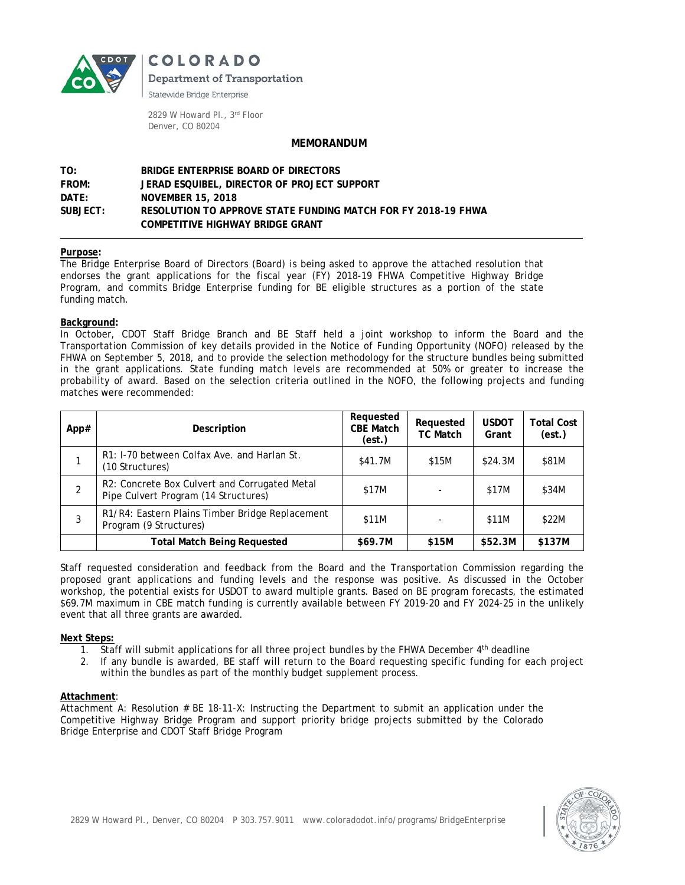COLORADO

Department of Transportation

Statewide Bridge Enterprise

2829 W Howard Pl., 3rd Floor
Denver, CO 80204

## MEMORANDUM

**TO:** BRIDGE ENTERPRISE BOARD OF DIRECTORS
**FROM:** JERAD ESQUIBEL, DIRECTOR OF PROJECT SUPPORT
**DATE:** NOVEMBER 15, 2018
**SUBJECT:** RESOLUTION TO APPROVE STATE FUNDING MATCH FOR FY 2018-19 FHWA COMPETITIVE HIGHWAY BRIDGE GRANT

**Purpose:**
The Bridge Enterprise Board of Directors (Board) is being asked to approve the attached resolution that endorses the grant applications for the fiscal year (FY) 2018-19 FHWA Competitive Highway Bridge Program, and commits Bridge Enterprise funding for BE eligible structures as a portion of the state funding match.

**Background:**
In October, CDOT Staff Bridge Branch and BE Staff held a joint workshop to inform the Board and the Transportation Commission of key details provided in the Notice of Funding Opportunity (NOFO) released by the FHWA on September 5, 2018, and to provide the selection methodology for the structure bundles being submitted in the grant applications. State funding match levels are recommended at 50% or greater to increase the probability of award. Based on the selection criteria outlined in the NOFO, the following projects and funding matches were recommended:

| App# | Description | Requested CBE Match (est.) | Requested TC Match | USDOT Grant | Total Cost (est.) |
|---|---|---|---|---|---|
| 1 | R1: I-70 between Colfax Ave. and Harlan St. (10 Structures) | $41.7M | $15M | $24.3M | $81M |
| 2 | R2: Concrete Box Culvert and Corrugated Metal Pipe Culvert Program (14 Structures) | $17M | - | $17M | $34M |
| 3 | R1/R4: Eastern Plains Timber Bridge Replacement Program (9 Structures) | $11M | - | $11M | $22M |
| | **Total Match Being Requested** | **$69.7M** | **$15M** | **$52.3M** | **$137M** |

Staff requested consideration and feedback from the Board and the Transportation Commission regarding the proposed grant applications and funding levels and the response was positive. As discussed in the October workshop, the potential exists for USDOT to award multiple grants. Based on BE program forecasts, the estimated $69.7M maximum in CBE match funding is currently available between FY 2019-20 and FY 2024-25 in the unlikely event that all three grants are awarded.

**Next Steps:**

1. Staff will submit applications for all three project bundles by the FHWA December 4th deadline
2. If any bundle is awarded, BE staff will return to the Board requesting specific funding for each project within the bundles as part of the monthly budget supplement process.

**Attachment**:
Attachment A: Resolution # BE 18-11-X: Instructing the Department to submit an application under the Competitive Highway Bridge Program and support priority bridge projects submitted by the Colorado Bridge Enterprise and CDOT Staff Bridge Program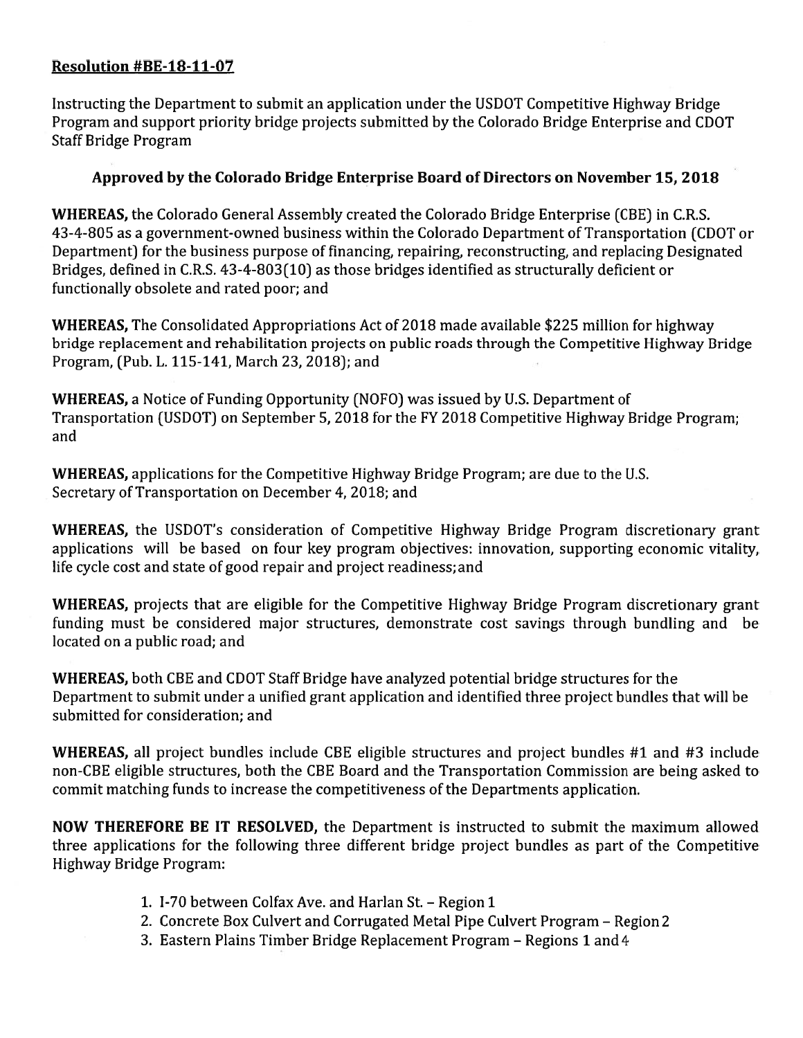**Resolution #BE-18-11-07**

Instructing the Department to submit an application under the USDOT Competitive Highway Bridge Program and support priority bridge projects submitted by the Colorado Bridge Enterprise and CDOT Staff Bridge Program

**Approved by the Colorado Bridge Enterprise Board of Directors on November 15, 2018**

**WHEREAS,** the Colorado General Assembly created the Colorado Bridge Enterprise (CBE) in C.R.S. 43-4-805 as a government-owned business within the Colorado Department of Transportation (CDOT or Department) for the business purpose of financing, repairing, reconstructing, and replacing Designated Bridges, defined in C.R.S. 43-4-803(10) as those bridges identified as structurally deficient or functionally obsolete and rated poor; and

**WHEREAS,** The Consolidated Appropriations Act of 2018 made available $225 million for highway bridge replacement and rehabilitation projects on public roads through the Competitive Highway Bridge Program, (Pub. L. 115-141, March 23, 2018); and

**WHEREAS,** a Notice of Funding Opportunity (NOFO) was issued by U.S. Department of Transportation (USDOT) on September 5, 2018 for the FY 2018 Competitive Highway Bridge Program; and

**WHEREAS,** applications for the Competitive Highway Bridge Program; are due to the U.S. Secretary of Transportation on December 4, 2018; and

**WHEREAS,** the USDOT's consideration of Competitive Highway Bridge Program discretionary grant applications will be based on four key program objectives: innovation, supporting economic vitality, life cycle cost and state of good repair and project readiness; and

**WHEREAS,** projects that are eligible for the Competitive Highway Bridge Program discretionary grant funding must be considered major structures, demonstrate cost savings through bundling and be located on a public road; and

**WHEREAS,** both CBE and CDOT Staff Bridge have analyzed potential bridge structures for the Department to submit under a unified grant application and identified three project bundles that will be submitted for consideration; and

**WHEREAS,** all project bundles include CBE eligible structures and project bundles #1 and #3 include non-CBE eligible structures, both the CBE Board and the Transportation Commission are being asked to commit matching funds to increase the competitiveness of the Departments application.

**NOW THEREFORE BE IT RESOLVED,** the Department is instructed to submit the maximum allowed three applications for the following three different bridge project bundles as part of the Competitive Highway Bridge Program:

1. I-70 between Colfax Ave. and Harlan St. – Region 1
2. Concrete Box Culvert and Corrugated Metal Pipe Culvert Program – Region 2
3. Eastern Plains Timber Bridge Replacement Program – Regions 1 and 4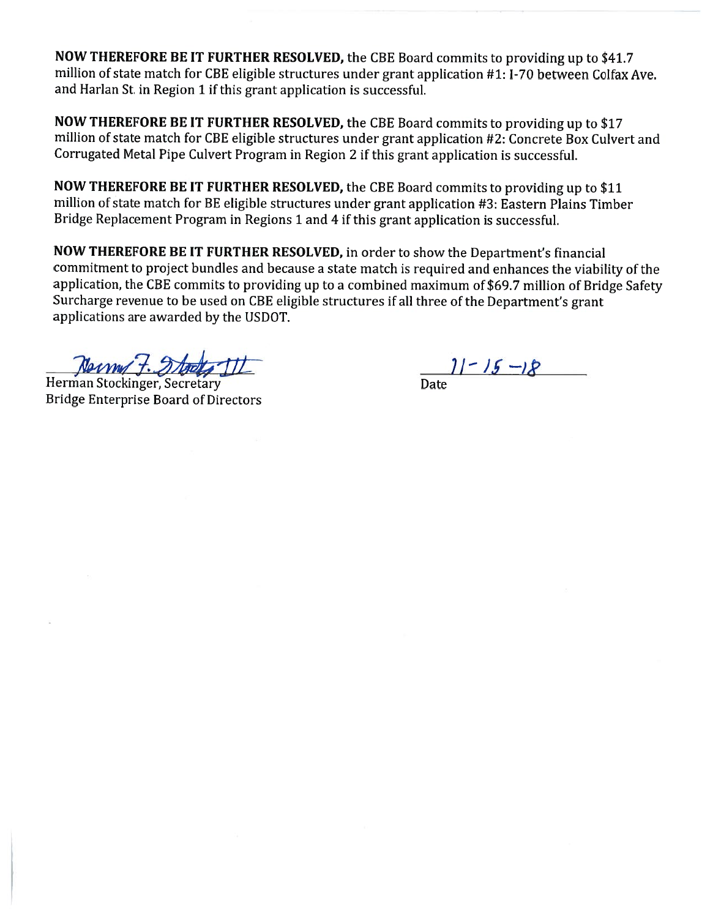**NOW THEREFORE BE IT FURTHER RESOLVED,** the CBE Board commits to providing up to $41.7 million of state match for CBE eligible structures under grant application #1: I-70 between Colfax Ave. and Harlan St. in Region 1 if this grant application is successful.

**NOW THEREFORE BE IT FURTHER RESOLVED,** the CBE Board commits to providing up to $17 million of state match for CBE eligible structures under grant application #2: Concrete Box Culvert and Corrugated Metal Pipe Culvert Program in Region 2 if this grant application is successful.

**NOW THEREFORE BE IT FURTHER RESOLVED,** the CBE Board commits to providing up to $11 million of state match for BE eligible structures under grant application #3: Eastern Plains Timber Bridge Replacement Program in Regions 1 and 4 if this grant application is successful.

**NOW THEREFORE BE IT FURTHER RESOLVED,** in order to show the Department's financial commitment to project bundles and because a state match is required and enhances the viability of the application, the CBE commits to providing up to a combined maximum of $69.7 million of Bridge Safety Surcharge revenue to be used on CBE eligible structures if all three of the Department's grant applications are awarded by the USDOT.

Herman F. Stockinger III

Herman Stockinger, Secretary
Bridge Enterprise Board of Directors

11-15-18

Date